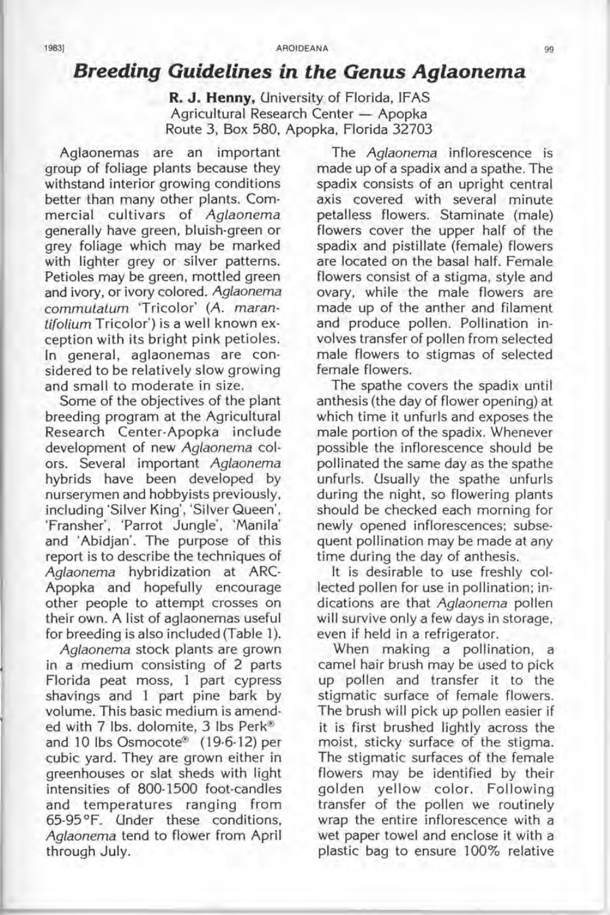# *Breeding Guidelines in the Genus Aglaonema*

**R. J. Henny,** University of Florida, IFAS
Agricultural Research Center — Apopka
Route 3, Box 580, Apopka, Florida 32703

Aglaonemas are an important group of foliage plants because they withstand interior growing conditions better than many other plants. Commercial cultivars of *Aglaonema* generally have green, bluish-green or grey foliage which may be marked with lighter grey or silver patterns. Petioles may be green, mottled green and ivory, or ivory colored. *Aglaonema commutatum* 'Tricolor' (*A. marantifolium* Tricolor') is a well known exception with its bright pink petioles. In general, aglaonemas are considered to be relatively slow growing and small to moderate in size.

Some of the objectives of the plant breeding program at the Agricultural Research Center-Apopka include development of new *Aglaonema* colors. Several important *Aglaonema* hybrids have been developed by nurserymen and hobbyists previously, including 'Silver King', 'Silver Queen', 'Fransher', 'Parrot Jungle', 'Manila' and 'Abidjan'. The purpose of this report is to describe the techniques of *Aglaonema* hybridization at ARC-Apopka and hopefully encourage other people to attempt crosses on their own. A list of aglaonemas useful for breeding is also included (Table 1).

*Aglaonema* stock plants are grown in a medium consisting of 2 parts Florida peat moss, 1 part cypress shavings and 1 part pine bark by volume. This basic medium is amended with 7 lbs. dolomite, 3 lbs Perk® and 10 lbs Osmocote® (19-6-12) per cubic yard. They are grown either in greenhouses or slat sheds with light intensities of 800-1500 foot-candles and temperatures ranging from 65-95°F. Under these conditions, *Aglaonema* tend to flower from April through July.

The *Aglaonema* inflorescence is made up of a spadix and a spathe. The spadix consists of an upright central axis covered with several minute petalless flowers. Staminate (male) flowers cover the upper half of the spadix and pistillate (female) flowers are located on the basal half. Female flowers consist of a stigma, style and ovary, while the male flowers are made up of the anther and filament and produce pollen. Pollination involves transfer of pollen from selected male flowers to stigmas of selected female flowers.

The spathe covers the spadix until anthesis (the day of flower opening) at which time it unfurls and exposes the male portion of the spadix. Whenever possible the inflorescence should be pollinated the same day as the spathe unfurls. Usually the spathe unfurls during the night, so flowering plants should be checked each morning for newly opened inflorescences; subsequent pollination may be made at any time during the day of anthesis.

It is desirable to use freshly collected pollen for use in pollination; indications are that *Aglaonema* pollen will survive only a few days in storage, even if held in a refrigerator.

When making a pollination, a camel hair brush may be used to pick up pollen and transfer it to the stigmatic surface of female flowers. The brush will pick up pollen easier if it is first brushed lightly across the moist, sticky surface of the stigma. The stigmatic surfaces of the female flowers may be identified by their golden yellow color. Following transfer of the pollen we routinely wrap the entire inflorescence with a wet paper towel and enclose it with a plastic bag to ensure 100% relative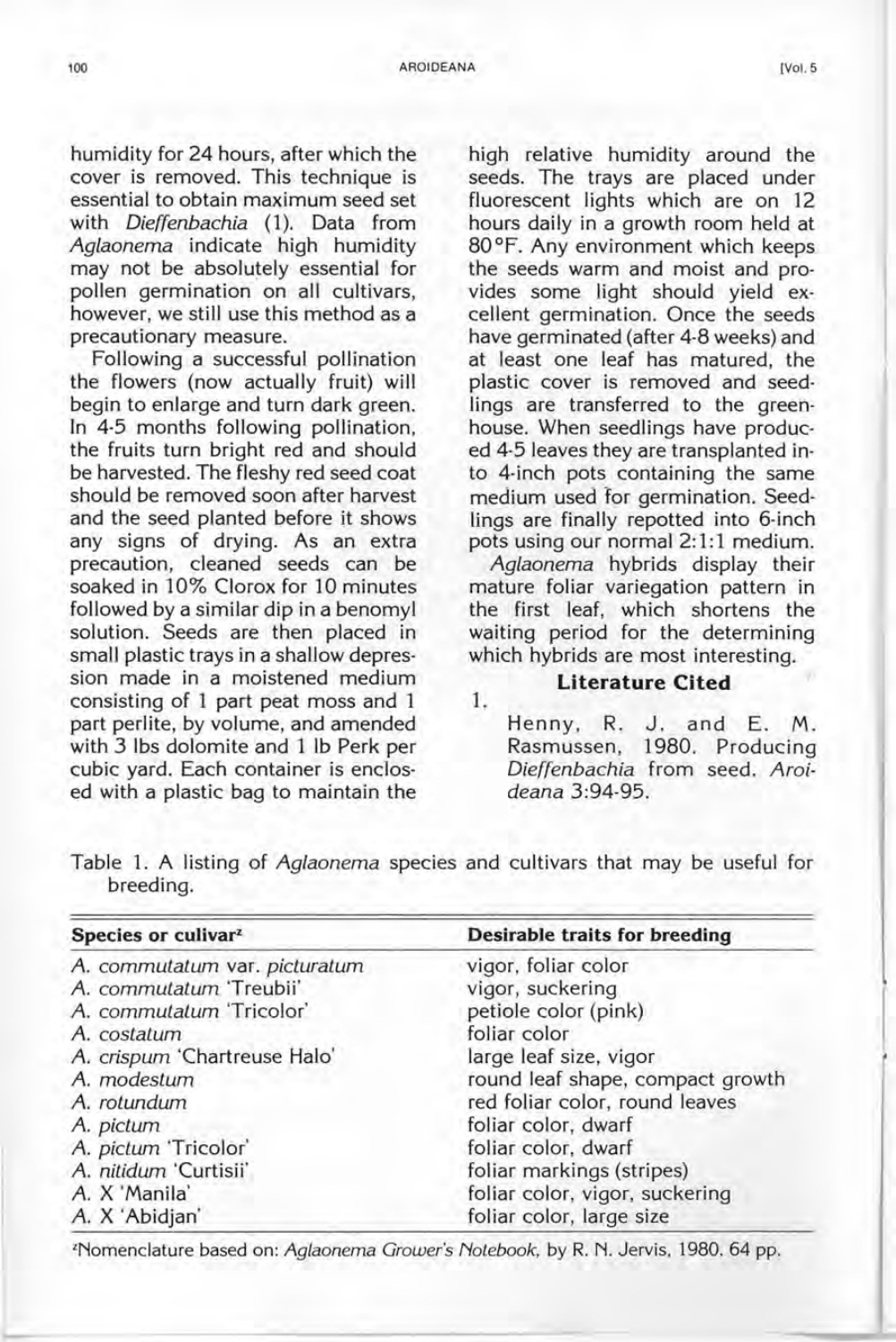humidity for 24 hours, after which the cover is removed. This technique is essential to obtain maximum seed set with *Dieffenbachia* (1). Data from *Aglaonema* indicate high humidity may not be absolutely essential for pollen germination on all cultivars, however, we still use this method as a precautionary measure.

Following a successful pollination the flowers (now actually fruit) will begin to enlarge and turn dark green. In 4-5 months following pollination, the fruits turn bright red and should be harvested. The fleshy red seed coat should be removed soon after harvest and the seed planted before it shows any signs of drying. As an extra precaution, cleaned seeds can be soaked in 10% Clorox for 10 minutes followed by a similar dip in a benomyl solution. Seeds are then placed in small plastic trays in a shallow depression made in a moistened medium consisting of 1 part peat moss and 1 part perlite, by volume, and amended with 3 lbs dolomite and 1 lb Perk per cubic yard. Each container is enclosed with a plastic bag to maintain the high relative humidity around the seeds. The trays are placed under fluorescent lights which are on 12 hours daily in a growth room held at 80°F. Any environment which keeps the seeds warm and moist and provides some light should yield excellent germination. Once the seeds have germinated (after 4-8 weeks) and at least one leaf has matured, the plastic cover is removed and seedlings are transferred to the greenhouse. When seedlings have produced 4-5 leaves they are transplanted into 4-inch pots containing the same medium used for germination. Seedlings are finally repotted into 6-inch pots using our normal 2:1:1 medium.

*Aglaonema* hybrids display their mature foliar variegation pattern in the first leaf, which shortens the waiting period for the determining which hybrids are most interesting.

## Literature Cited

1. Henny, R. J. and E. M. Rasmussen, 1980. Producing *Dieffenbachia* from seed. *Aroideana* 3:94-95.

Table 1. A listing of *Aglaonema* species and cultivars that may be useful for breeding.

| Species or culivar[z] | Desirable traits for breeding |
|---|---|
| *A. commutatum* var. *picturatum* | vigor, foliar color |
| *A. commutatum* 'Treubii' | vigor, suckering |
| *A. commutatum* 'Tricolor' | petiole color (pink) |
| *A. costatum* | foliar color |
| *A. crispum* 'Chartreuse Halo' | large leaf size, vigor |
| *A. modestum* | round leaf shape, compact growth |
| *A. rotundum* | red foliar color, round leaves |
| *A. pictum* | foliar color, dwarf |
| *A. pictum* 'Tricolor' | foliar color, dwarf |
| *A. nitidum* 'Curtisii' | foliar markings (stripes) |
| *A.* X 'Manila' | foliar color, vigor, suckering |
| *A.* X 'Abidjan' | foliar color, large size |

[z]Nomenclature based on: *Aglaonema Grower's Notebook*, by R. N. Jervis, 1980. 64 pp.